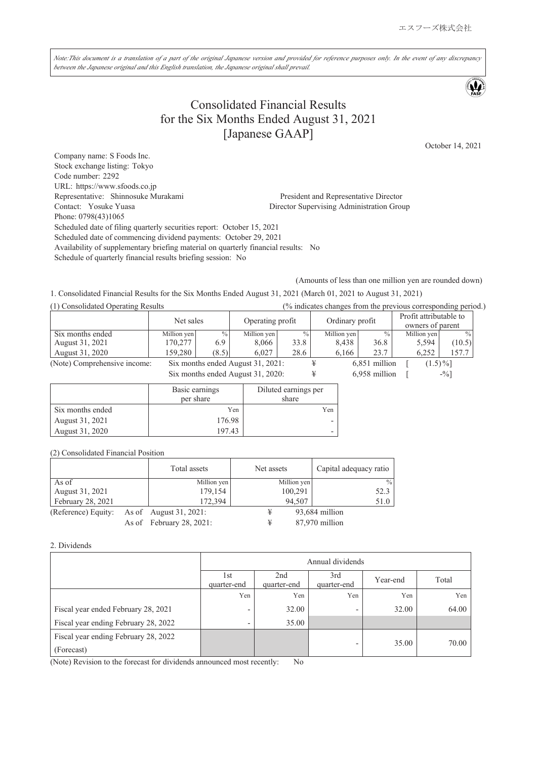エスフーズ株式会社

*Note:This document is a translation of a part of the original Japanese version and provided for reference purposes only. In the event of any discrepancy between the Japanese original and this English translation, the Japanese original shall prevail.*

# Consolidated Financial Results for the Six Months Ended August 31, 2021 [Japanese GAAP]

October 14, 2021

Company name: S Foods Inc.
Stock exchange listing: Tokyo
Code number: 2292
URL: https://www.sfoods.co.jp
Representative: Shinnosuke Murakami President and Representative Director
Contact: Yosuke Yuasa Director Supervising Administration Group
Phone: 0798(43)1065
Scheduled date of filing quarterly securities report: October 15, 2021
Scheduled date of commencing dividend payments: October 29, 2021
Availability of supplementary briefing material on quarterly financial results: No
Schedule of quarterly financial results briefing session: No

(Amounts of less than one million yen are rounded down)

1. Consolidated Financial Results for the Six Months Ended August 31, 2021 (March 01, 2021 to August 31, 2021)

(1) Consolidated Operating Results (% indicates changes from the previous corresponding period.)

| | Net sales | | Operating profit | | Ordinary profit | | Profit attributable to owners of parent | |
|---|---|---|---|---|---|---|---|---|
| Six months ended | Million yen | % | Million yen | % | Million yen | % | Million yen | % |
| August 31, 2021 | 170,277 | 6.9 | 8,066 | 33.8 | 8,438 | 36.8 | 5,594 | (10.5) |
| August 31, 2020 | 159,280 | (8.5) | 6,027 | 28.6 | 6,166 | 23.7 | 6,252 | 157.7 |

(Note) Comprehensive income: Six months ended August 31, 2021: ¥ 6,851 million [ (1.5)%]
Six months ended August 31, 2020: ¥ 6,958 million [ -%]

| | Basic earnings per share | Diluted earnings per share |
|---|---|---|
| Six months ended | Yen | Yen |
| August 31, 2021 | 176.98 | - |
| August 31, 2020 | 197.43 | - |

(2) Consolidated Financial Position

| | Total assets | Net assets | Capital adequacy ratio |
|---|---|---|---|
| As of | Million yen | Million yen | % |
| August 31, 2021 | 179,154 | 100,291 | 52.3 |
| February 28, 2021 | 172,394 | 94,507 | 51.0 |

(Reference) Equity: As of August 31, 2021: ¥ 93,684 million
As of February 28, 2021: ¥ 87,970 million

2. Dividends

| | Annual dividends | | | | |
|---|---|---|---|---|---|
| | 1st quarter-end | 2nd quarter-end | 3rd quarter-end | Year-end | Total |
| | Yen | Yen | Yen | Yen | Yen |
| Fiscal year ended February 28, 2021 | - | 32.00 | - | 32.00 | 64.00 |
| Fiscal year ending February 28, 2022 | - | 35.00 | | | |
| Fiscal year ending February 28, 2022 (Forecast) | | | - | 35.00 | 70.00 |

(Note) Revision to the forecast for dividends announced most recently: No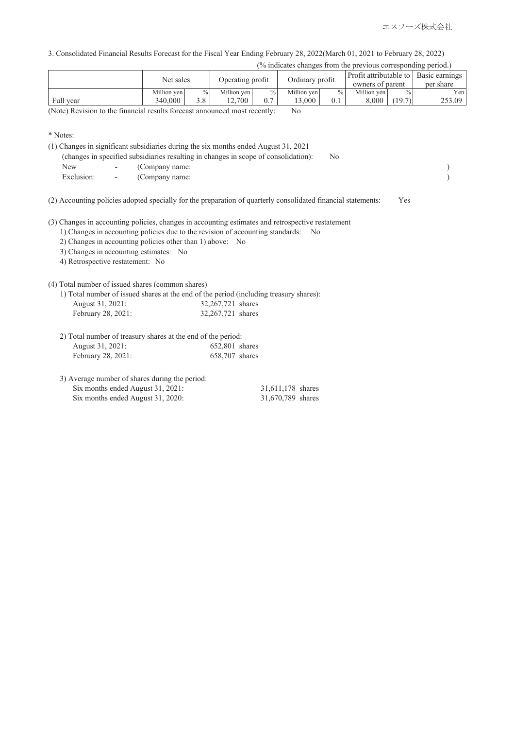3. Consolidated Financial Results Forecast for the Fiscal Year Ending February 28, 2022(March 01, 2021 to February 28, 2022)

(% indicates changes from the previous corresponding period.)

| | Net sales | | Operating profit | | Ordinary profit | | Profit attributable to owners of parent | | Basic earnings per share |
|---|---|---|---|---|---|---|---|---|---|
| | Million yen | % | Million yen | % | Million yen | % | Million yen | % | Yen |
| Full year | 340,000 | 3.8 | 12,700 | 0.7 | 13,000 | 0.1 | 8,000 | (19.7) | 253.09 |

(Note) Revision to the financial results forecast announced most recently: No

\* Notes:

(1) Changes in significant subsidiaries during the six months ended August 31, 2021
(changes in specified subsidiaries resulting in changes in scope of consolidation): No

New - (Company name: )

Exclusion: - (Company name: )

(2) Accounting policies adopted specially for the preparation of quarterly consolidated financial statements: Yes

(3) Changes in accounting policies, changes in accounting estimates and retrospective restatement

1) Changes in accounting policies due to the revision of accounting standards: No
2) Changes in accounting policies other than 1) above: No
3) Changes in accounting estimates: No
4) Retrospective restatement: No

(4) Total number of issued shares (common shares)

1) Total number of issued shares at the end of the period (including treasury shares):

| | |
|---|---|
| August 31, 2021: | 32,267,721 shares |
| February 28, 2021: | 32,267,721 shares |

2) Total number of treasury shares at the end of the period:

| | |
|---|---|
| August 31, 2021: | 652,801 shares |
| February 28, 2021: | 658,707 shares |

3) Average number of shares during the period:

| | |
|---|---|
| Six months ended August 31, 2021: | 31,611,178 shares |
| Six months ended August 31, 2020: | 31,670,789 shares |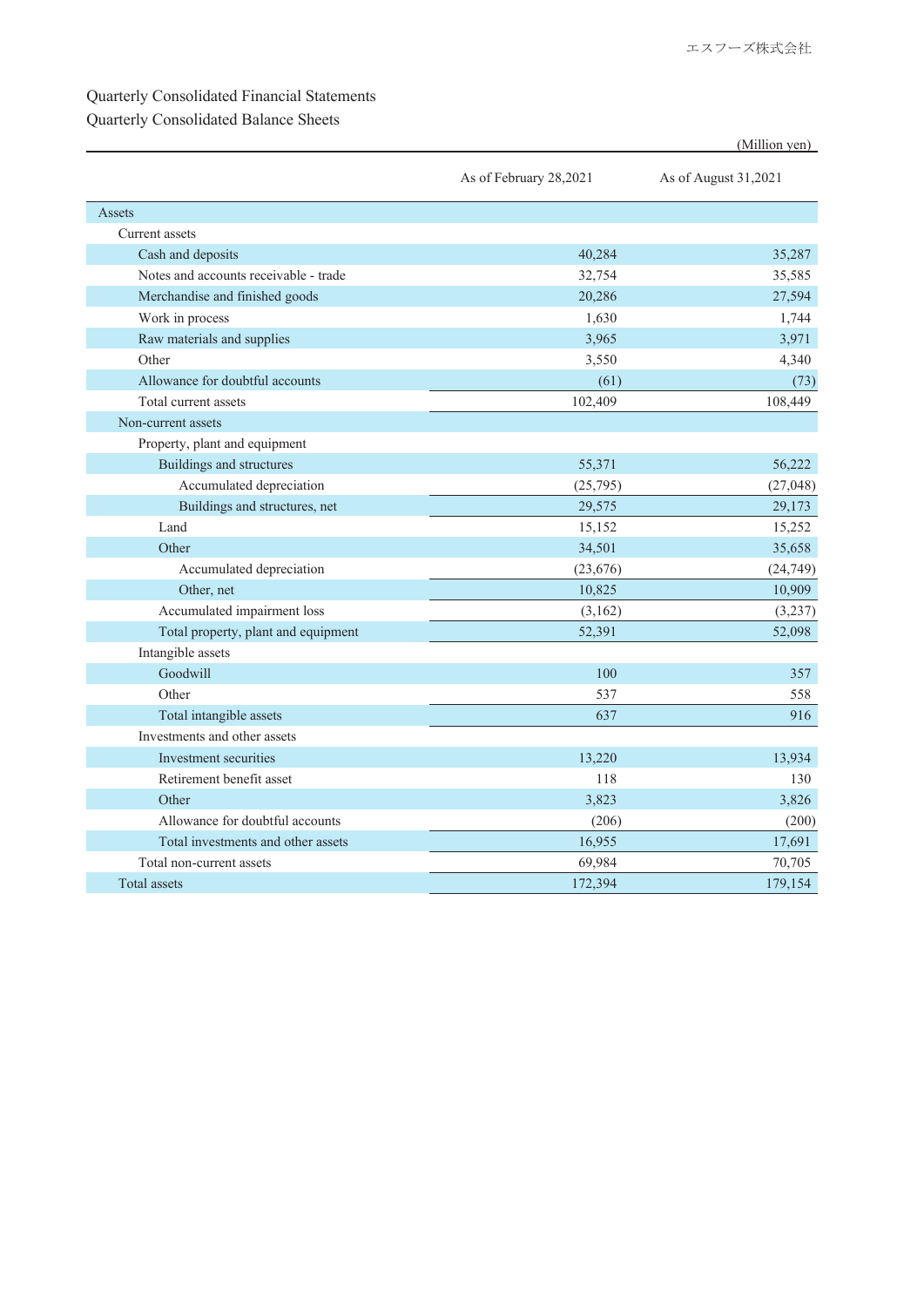## Quarterly Consolidated Financial Statements

### Quarterly Consolidated Balance Sheets

(Million yen)

| | As of February 28,2021 | As of August 31,2021 |
|---|---|---|
| Assets | | |
| Current assets | | |
| Cash and deposits | 40,284 | 35,287 |
| Notes and accounts receivable - trade | 32,754 | 35,585 |
| Merchandise and finished goods | 20,286 | 27,594 |
| Work in process | 1,630 | 1,744 |
| Raw materials and supplies | 3,965 | 3,971 |
| Other | 3,550 | 4,340 |
| Allowance for doubtful accounts | (61) | (73) |
| Total current assets | 102,409 | 108,449 |
| Non-current assets | | |
| Property, plant and equipment | | |
| Buildings and structures | 55,371 | 56,222 |
| Accumulated depreciation | (25,795) | (27,048) |
| Buildings and structures, net | 29,575 | 29,173 |
| Land | 15,152 | 15,252 |
| Other | 34,501 | 35,658 |
| Accumulated depreciation | (23,676) | (24,749) |
| Other, net | 10,825 | 10,909 |
| Accumulated impairment loss | (3,162) | (3,237) |
| Total property, plant and equipment | 52,391 | 52,098 |
| Intangible assets | | |
| Goodwill | 100 | 357 |
| Other | 537 | 558 |
| Total intangible assets | 637 | 916 |
| Investments and other assets | | |
| Investment securities | 13,220 | 13,934 |
| Retirement benefit asset | 118 | 130 |
| Other | 3,823 | 3,826 |
| Allowance for doubtful accounts | (206) | (200) |
| Total investments and other assets | 16,955 | 17,691 |
| Total non-current assets | 69,984 | 70,705 |
| Total assets | 172,394 | 179,154 |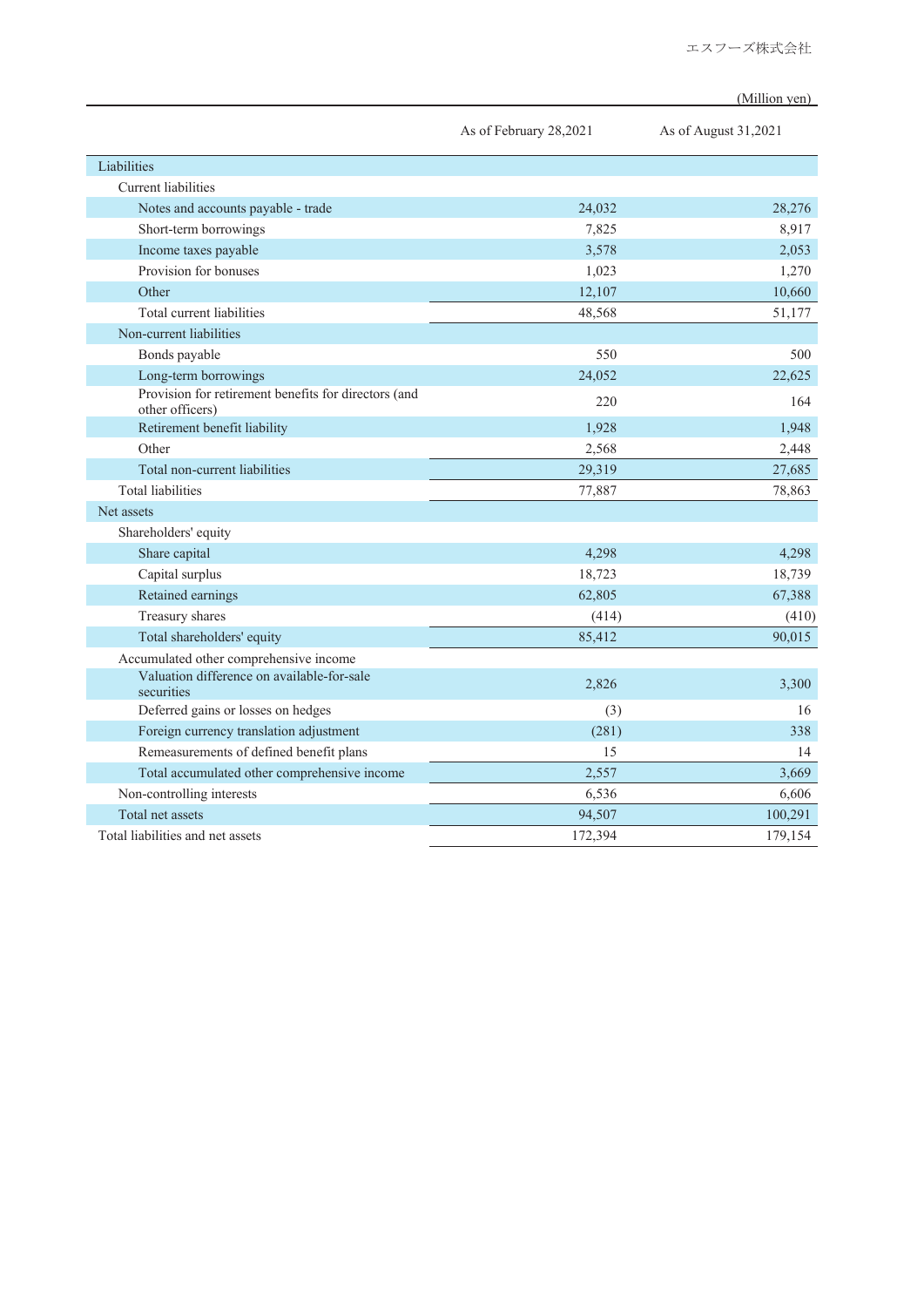(Million yen)

| | As of February 28,2021 | As of August 31,2021 |
|---|---|---|
| Liabilities | | |
| Current liabilities | | |
| Notes and accounts payable - trade | 24,032 | 28,276 |
| Short-term borrowings | 7,825 | 8,917 |
| Income taxes payable | 3,578 | 2,053 |
| Provision for bonuses | 1,023 | 1,270 |
| Other | 12,107 | 10,660 |
| Total current liabilities | 48,568 | 51,177 |
| Non-current liabilities | | |
| Bonds payable | 550 | 500 |
| Long-term borrowings | 24,052 | 22,625 |
| Provision for retirement benefits for directors (and other officers) | 220 | 164 |
| Retirement benefit liability | 1,928 | 1,948 |
| Other | 2,568 | 2,448 |
| Total non-current liabilities | 29,319 | 27,685 |
| Total liabilities | 77,887 | 78,863 |
| Net assets | | |
| Shareholders' equity | | |
| Share capital | 4,298 | 4,298 |
| Capital surplus | 18,723 | 18,739 |
| Retained earnings | 62,805 | 67,388 |
| Treasury shares | (414) | (410) |
| Total shareholders' equity | 85,412 | 90,015 |
| Accumulated other comprehensive income | | |
| Valuation difference on available-for-sale securities | 2,826 | 3,300 |
| Deferred gains or losses on hedges | (3) | 16 |
| Foreign currency translation adjustment | (281) | 338 |
| Remeasurements of defined benefit plans | 15 | 14 |
| Total accumulated other comprehensive income | 2,557 | 3,669 |
| Non-controlling interests | 6,536 | 6,606 |
| Total net assets | 94,507 | 100,291 |
| Total liabilities and net assets | 172,394 | 179,154 |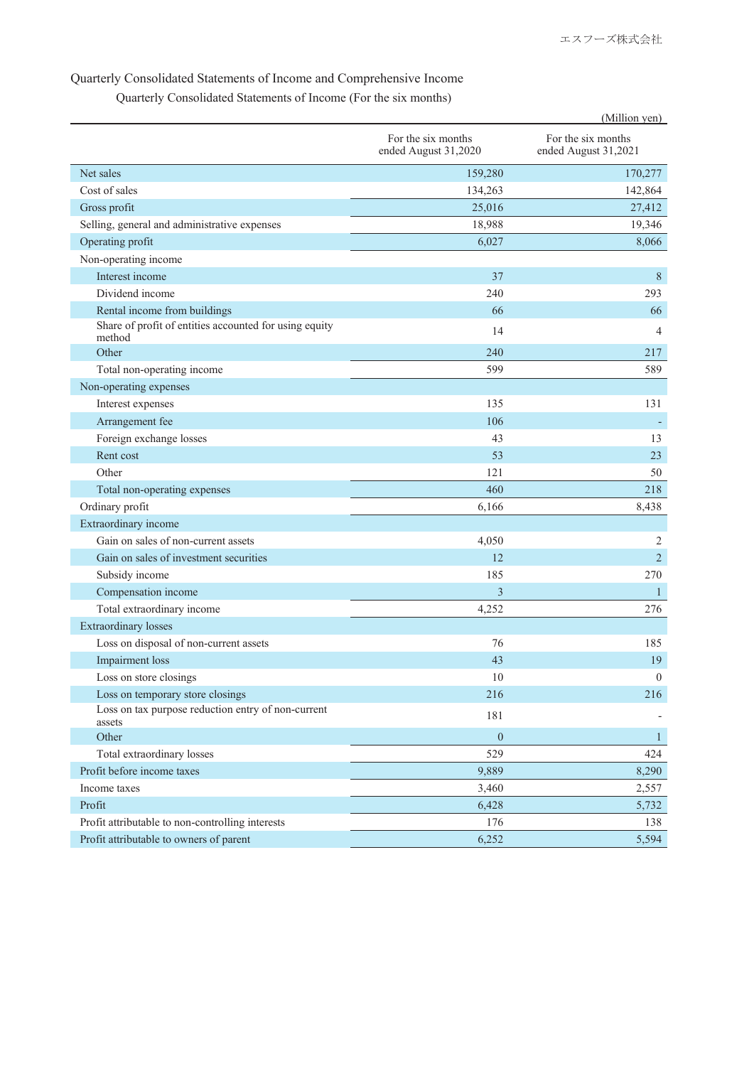## Quarterly Consolidated Statements of Income and Comprehensive Income

### Quarterly Consolidated Statements of Income (For the six months)

(Million yen)

| | For the six months ended August 31,2020 | For the six months ended August 31,2021 |
|---|---|---|
| Net sales | 159,280 | 170,277 |
| Cost of sales | 134,263 | 142,864 |
| Gross profit | 25,016 | 27,412 |
| Selling, general and administrative expenses | 18,988 | 19,346 |
| Operating profit | 6,027 | 8,066 |
| Non-operating income | | |
| Interest income | 37 | 8 |
| Dividend income | 240 | 293 |
| Rental income from buildings | 66 | 66 |
| Share of profit of entities accounted for using equity method | 14 | 4 |
| Other | 240 | 217 |
| Total non-operating income | 599 | 589 |
| Non-operating expenses | | |
| Interest expenses | 135 | 131 |
| Arrangement fee | 106 | - |
| Foreign exchange losses | 43 | 13 |
| Rent cost | 53 | 23 |
| Other | 121 | 50 |
| Total non-operating expenses | 460 | 218 |
| Ordinary profit | 6,166 | 8,438 |
| Extraordinary income | | |
| Gain on sales of non-current assets | 4,050 | 2 |
| Gain on sales of investment securities | 12 | 2 |
| Subsidy income | 185 | 270 |
| Compensation income | 3 | 1 |
| Total extraordinary income | 4,252 | 276 |
| Extraordinary losses | | |
| Loss on disposal of non-current assets | 76 | 185 |
| Impairment loss | 43 | 19 |
| Loss on store closings | 10 | 0 |
| Loss on temporary store closings | 216 | 216 |
| Loss on tax purpose reduction entry of non-current assets | 181 | - |
| Other | 0 | 1 |
| Total extraordinary losses | 529 | 424 |
| Profit before income taxes | 9,889 | 8,290 |
| Income taxes | 3,460 | 2,557 |
| Profit | 6,428 | 5,732 |
| Profit attributable to non-controlling interests | 176 | 138 |
| Profit attributable to owners of parent | 6,252 | 5,594 |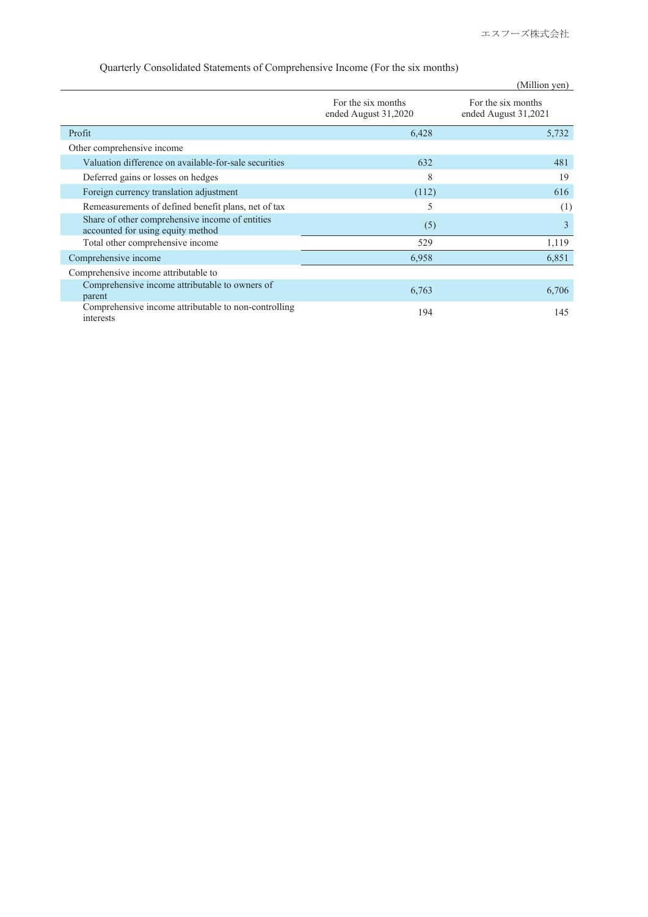Quarterly Consolidated Statements of Comprehensive Income (For the six months)

(Million yen)

| | For the six months ended August 31,2020 | For the six months ended August 31,2021 |
|---|---|---|
| Profit | 6,428 | 5,732 |
| Other comprehensive income | | |
| Valuation difference on available-for-sale securities | 632 | 481 |
| Deferred gains or losses on hedges | 8 | 19 |
| Foreign currency translation adjustment | (112) | 616 |
| Remeasurements of defined benefit plans, net of tax | 5 | (1) |
| Share of other comprehensive income of entities accounted for using equity method | (5) | 3 |
| Total other comprehensive income | 529 | 1,119 |
| Comprehensive income | 6,958 | 6,851 |
| Comprehensive income attributable to | | |
| Comprehensive income attributable to owners of parent | 6,763 | 6,706 |
| Comprehensive income attributable to non-controlling interests | 194 | 145 |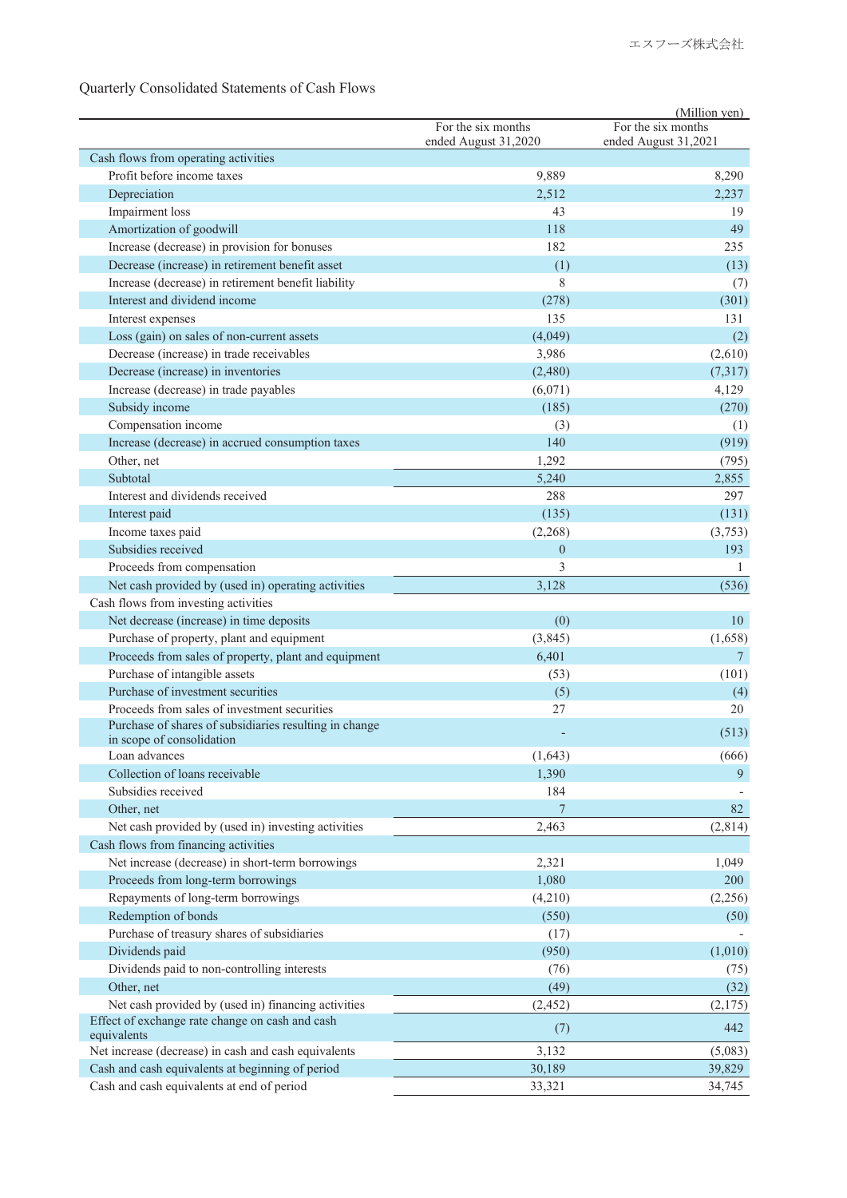## Quarterly Consolidated Statements of Cash Flows

(Million yen)

| | For the six months ended August 31,2020 | For the six months ended August 31,2021 |
|---|---|---|
| Cash flows from operating activities | | |
| Profit before income taxes | 9,889 | 8,290 |
| Depreciation | 2,512 | 2,237 |
| Impairment loss | 43 | 19 |
| Amortization of goodwill | 118 | 49 |
| Increase (decrease) in provision for bonuses | 182 | 235 |
| Decrease (increase) in retirement benefit asset | (1) | (13) |
| Increase (decrease) in retirement benefit liability | 8 | (7) |
| Interest and dividend income | (278) | (301) |
| Interest expenses | 135 | 131 |
| Loss (gain) on sales of non-current assets | (4,049) | (2) |
| Decrease (increase) in trade receivables | 3,986 | (2,610) |
| Decrease (increase) in inventories | (2,480) | (7,317) |
| Increase (decrease) in trade payables | (6,071) | 4,129 |
| Subsidy income | (185) | (270) |
| Compensation income | (3) | (1) |
| Increase (decrease) in accrued consumption taxes | 140 | (919) |
| Other, net | 1,292 | (795) |
| Subtotal | 5,240 | 2,855 |
| Interest and dividends received | 288 | 297 |
| Interest paid | (135) | (131) |
| Income taxes paid | (2,268) | (3,753) |
| Subsidies received | 0 | 193 |
| Proceeds from compensation | 3 | 1 |
| Net cash provided by (used in) operating activities | 3,128 | (536) |
| Cash flows from investing activities | | |
| Net decrease (increase) in time deposits | (0) | 10 |
| Purchase of property, plant and equipment | (3,845) | (1,658) |
| Proceeds from sales of property, plant and equipment | 6,401 | 7 |
| Purchase of intangible assets | (53) | (101) |
| Purchase of investment securities | (5) | (4) |
| Proceeds from sales of investment securities | 27 | 20 |
| Purchase of shares of subsidiaries resulting in change in scope of consolidation | - | (513) |
| Loan advances | (1,643) | (666) |
| Collection of loans receivable | 1,390 | 9 |
| Subsidies received | 184 | - |
| Other, net | 7 | 82 |
| Net cash provided by (used in) investing activities | 2,463 | (2,814) |
| Cash flows from financing activities | | |
| Net increase (decrease) in short-term borrowings | 2,321 | 1,049 |
| Proceeds from long-term borrowings | 1,080 | 200 |
| Repayments of long-term borrowings | (4,210) | (2,256) |
| Redemption of bonds | (550) | (50) |
| Purchase of treasury shares of subsidiaries | (17) | - |
| Dividends paid | (950) | (1,010) |
| Dividends paid to non-controlling interests | (76) | (75) |
| Other, net | (49) | (32) |
| Net cash provided by (used in) financing activities | (2,452) | (2,175) |
| Effect of exchange rate change on cash and cash equivalents | (7) | 442 |
| Net increase (decrease) in cash and cash equivalents | 3,132 | (5,083) |
| Cash and cash equivalents at beginning of period | 30,189 | 39,829 |
| Cash and cash equivalents at end of period | 33,321 | 34,745 |